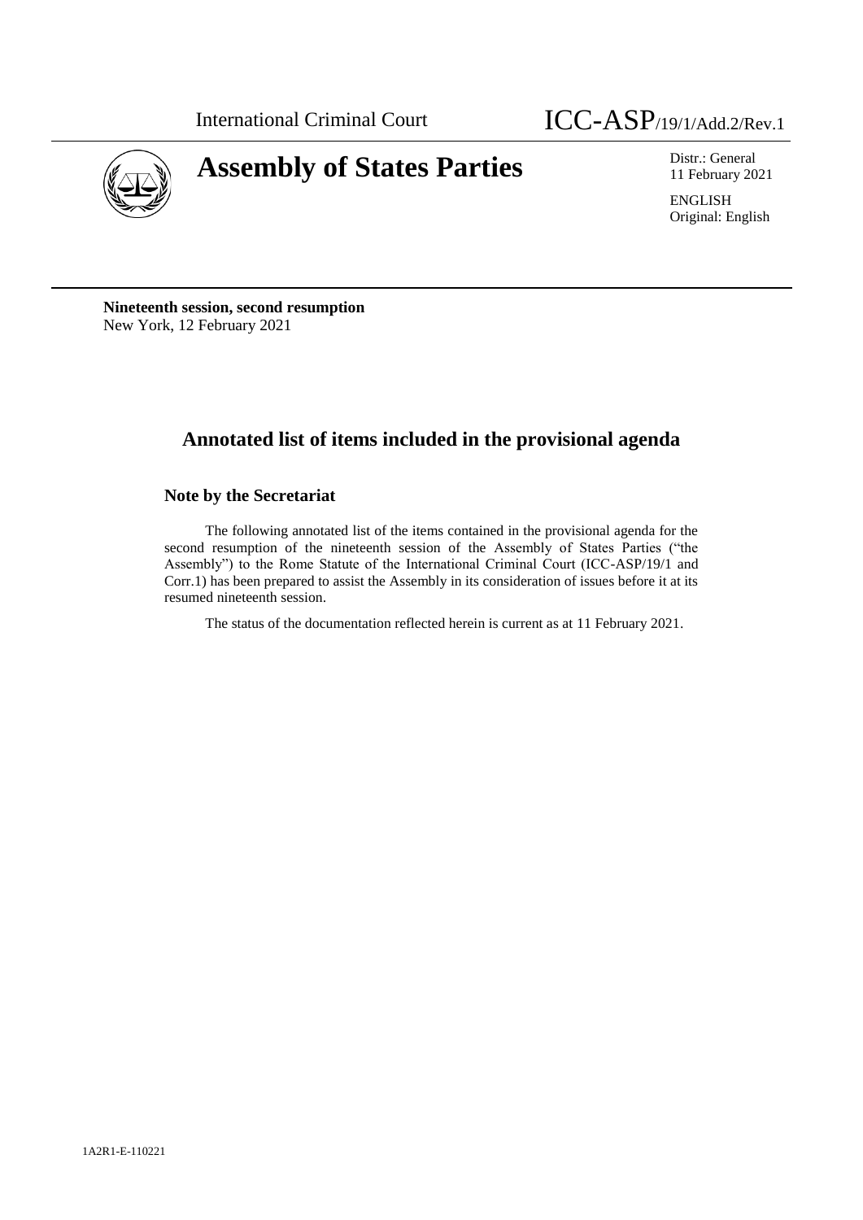International Criminal Court ICC-ASP/19/1/Add.2/Rev.1

# Assembly of States Parties

Distr.: General
11 February 2021

ENGLISH
Original: English

**Nineteenth session, second resumption**
New York, 12 February 2021

## Annotated list of items included in the provisional agenda

### Note by the Secretariat

The following annotated list of the items contained in the provisional agenda for the second resumption of the nineteenth session of the Assembly of States Parties ("the Assembly") to the Rome Statute of the International Criminal Court (ICC-ASP/19/1 and Corr.1) has been prepared to assist the Assembly in its consideration of issues before it at its resumed nineteenth session.

The status of the documentation reflected herein is current as at 11 February 2021.

1A2R1-E-110221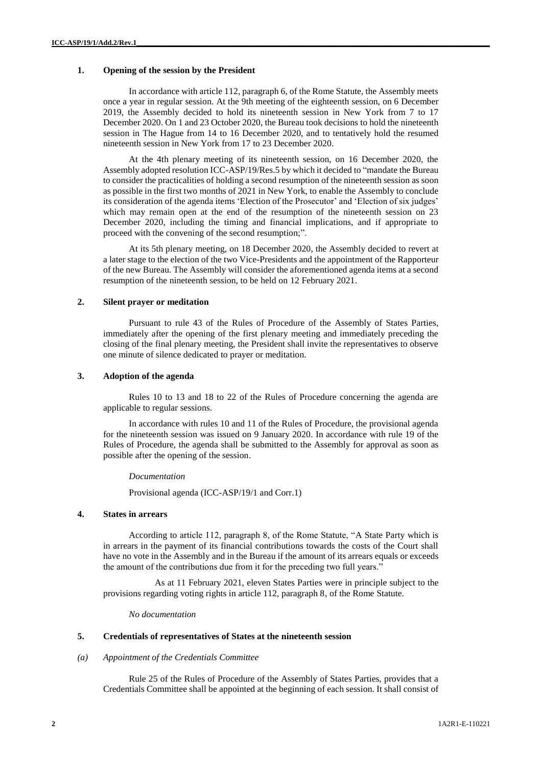## 1. Opening of the session by the President

In accordance with article 112, paragraph 6, of the Rome Statute, the Assembly meets once a year in regular session. At the 9th meeting of the eighteenth session, on 6 December 2019, the Assembly decided to hold its nineteenth session in New York from 7 to 17 December 2020. On 1 and 23 October 2020, the Bureau took decisions to hold the nineteenth session in The Hague from 14 to 16 December 2020, and to tentatively hold the resumed nineteenth session in New York from 17 to 23 December 2020.

At the 4th plenary meeting of its nineteenth session, on 16 December 2020, the Assembly adopted resolution ICC-ASP/19/Res.5 by which it decided to "mandate the Bureau to consider the practicalities of holding a second resumption of the nineteenth session as soon as possible in the first two months of 2021 in New York, to enable the Assembly to conclude its consideration of the agenda items 'Election of the Prosecutor' and 'Election of six judges' which may remain open at the end of the resumption of the nineteenth session on 23 December 2020, including the timing and financial implications, and if appropriate to proceed with the convening of the second resumption;".

At its 5th plenary meeting, on 18 December 2020, the Assembly decided to revert at a later stage to the election of the two Vice-Presidents and the appointment of the Rapporteur of the new Bureau. The Assembly will consider the aforementioned agenda items at a second resumption of the nineteenth session, to be held on 12 February 2021.

## 2. Silent prayer or meditation

Pursuant to rule 43 of the Rules of Procedure of the Assembly of States Parties, immediately after the opening of the first plenary meeting and immediately preceding the closing of the final plenary meeting, the President shall invite the representatives to observe one minute of silence dedicated to prayer or meditation.

## 3. Adoption of the agenda

Rules 10 to 13 and 18 to 22 of the Rules of Procedure concerning the agenda are applicable to regular sessions.

In accordance with rules 10 and 11 of the Rules of Procedure, the provisional agenda for the nineteenth session was issued on 9 January 2020. In accordance with rule 19 of the Rules of Procedure, the agenda shall be submitted to the Assembly for approval as soon as possible after the opening of the session.

*Documentation*

Provisional agenda (ICC-ASP/19/1 and Corr.1)

## 4. States in arrears

According to article 112, paragraph 8, of the Rome Statute, "A State Party which is in arrears in the payment of its financial contributions towards the costs of the Court shall have no vote in the Assembly and in the Bureau if the amount of its arrears equals or exceeds the amount of the contributions due from it for the preceding two full years."

As at 11 February 2021, eleven States Parties were in principle subject to the provisions regarding voting rights in article 112, paragraph 8, of the Rome Statute.

*No documentation*

## 5. Credentials of representatives of States at the nineteenth session

### *(a) Appointment of the Credentials Committee*

Rule 25 of the Rules of Procedure of the Assembly of States Parties, provides that a Credentials Committee shall be appointed at the beginning of each session. It shall consist of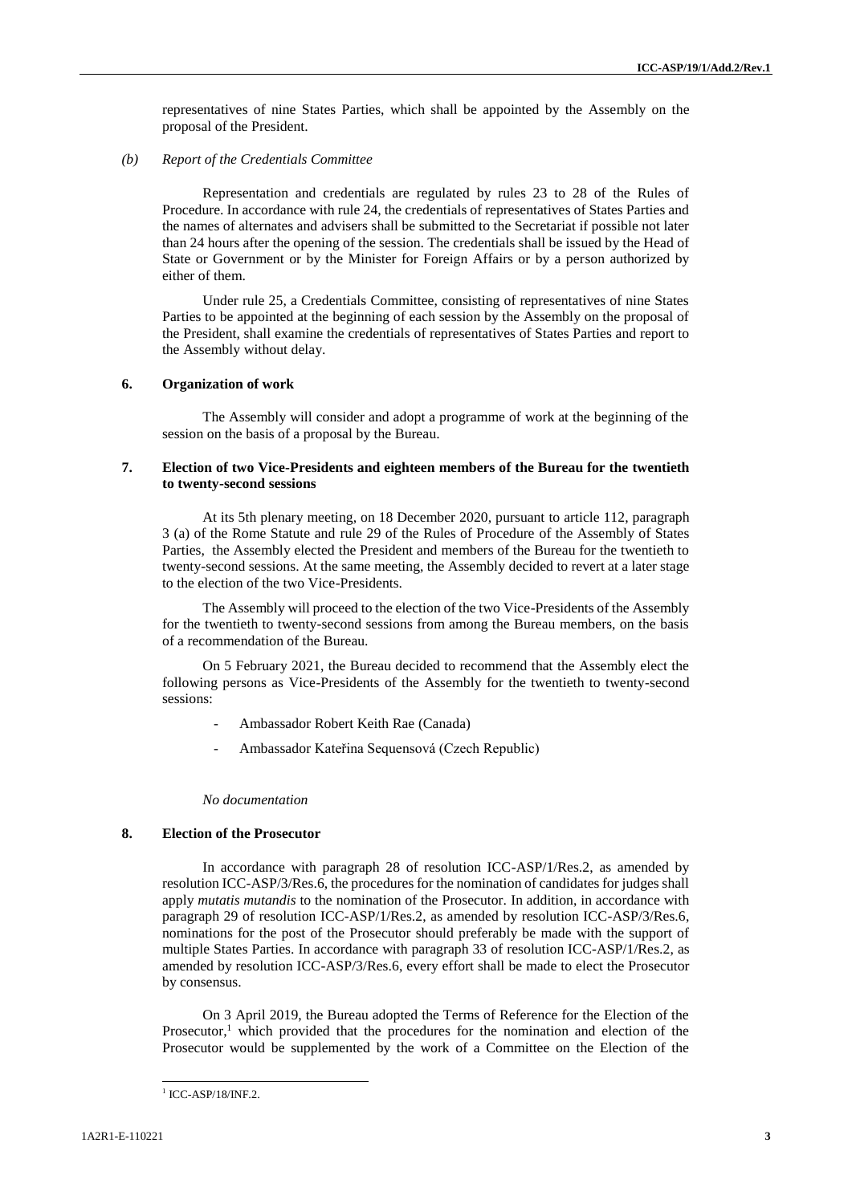representatives of nine States Parties, which shall be appointed by the Assembly on the proposal of the President.

*(b) Report of the Credentials Committee*

Representation and credentials are regulated by rules 23 to 28 of the Rules of Procedure. In accordance with rule 24, the credentials of representatives of States Parties and the names of alternates and advisers shall be submitted to the Secretariat if possible not later than 24 hours after the opening of the session. The credentials shall be issued by the Head of State or Government or by the Minister for Foreign Affairs or by a person authorized by either of them.

Under rule 25, a Credentials Committee, consisting of representatives of nine States Parties to be appointed at the beginning of each session by the Assembly on the proposal of the President, shall examine the credentials of representatives of States Parties and report to the Assembly without delay.

### 6. Organization of work

The Assembly will consider and adopt a programme of work at the beginning of the session on the basis of a proposal by the Bureau.

### 7. Election of two Vice-Presidents and eighteen members of the Bureau for the twentieth to twenty-second sessions

At its 5th plenary meeting, on 18 December 2020, pursuant to article 112, paragraph 3 (a) of the Rome Statute and rule 29 of the Rules of Procedure of the Assembly of States Parties, the Assembly elected the President and members of the Bureau for the twentieth to twenty-second sessions. At the same meeting, the Assembly decided to revert at a later stage to the election of the two Vice-Presidents.

The Assembly will proceed to the election of the two Vice-Presidents of the Assembly for the twentieth to twenty-second sessions from among the Bureau members, on the basis of a recommendation of the Bureau.

On 5 February 2021, the Bureau decided to recommend that the Assembly elect the following persons as Vice-Presidents of the Assembly for the twentieth to twenty-second sessions:

- Ambassador Robert Keith Rae (Canada)
- Ambassador Kateřina Sequensová (Czech Republic)

*No documentation*

### 8. Election of the Prosecutor

In accordance with paragraph 28 of resolution ICC-ASP/1/Res.2, as amended by resolution ICC-ASP/3/Res.6, the procedures for the nomination of candidates for judges shall apply *mutatis mutandis* to the nomination of the Prosecutor. In addition, in accordance with paragraph 29 of resolution ICC-ASP/1/Res.2, as amended by resolution ICC-ASP/3/Res.6, nominations for the post of the Prosecutor should preferably be made with the support of multiple States Parties. In accordance with paragraph 33 of resolution ICC-ASP/1/Res.2, as amended by resolution ICC-ASP/3/Res.6, every effort shall be made to elect the Prosecutor by consensus.

On 3 April 2019, the Bureau adopted the Terms of Reference for the Election of the Prosecutor,[1] which provided that the procedures for the nomination and election of the Prosecutor would be supplemented by the work of a Committee on the Election of the

[1] ICC-ASP/18/INF.2.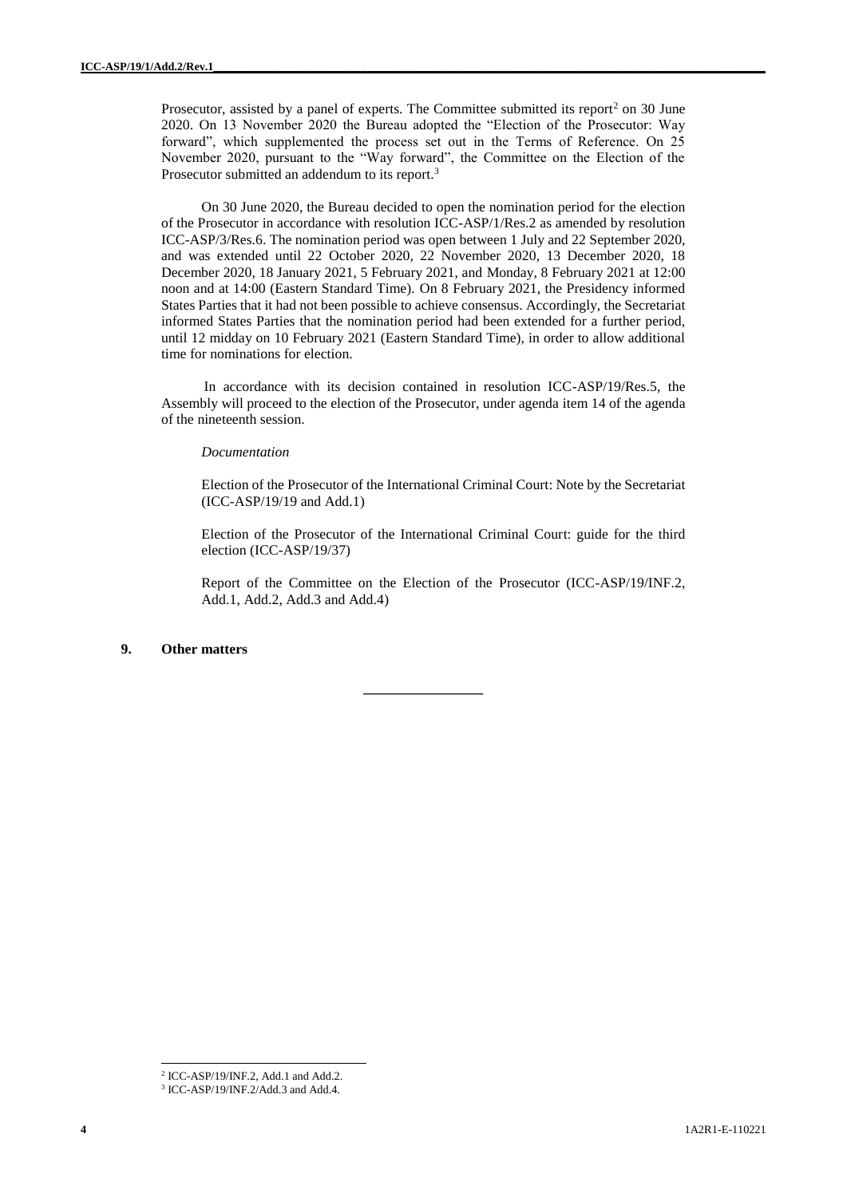Prosecutor, assisted by a panel of experts. The Committee submitted its report[2] on 30 June 2020. On 13 November 2020 the Bureau adopted the "Election of the Prosecutor: Way forward", which supplemented the process set out in the Terms of Reference. On 25 November 2020, pursuant to the "Way forward", the Committee on the Election of the Prosecutor submitted an addendum to its report.[3]

On 30 June 2020, the Bureau decided to open the nomination period for the election of the Prosecutor in accordance with resolution ICC-ASP/1/Res.2 as amended by resolution ICC-ASP/3/Res.6. The nomination period was open between 1 July and 22 September 2020, and was extended until 22 October 2020, 22 November 2020, 13 December 2020, 18 December 2020, 18 January 2021, 5 February 2021, and Monday, 8 February 2021 at 12:00 noon and at 14:00 (Eastern Standard Time). On 8 February 2021, the Presidency informed States Parties that it had not been possible to achieve consensus. Accordingly, the Secretariat informed States Parties that the nomination period had been extended for a further period, until 12 midday on 10 February 2021 (Eastern Standard Time), in order to allow additional time for nominations for election.

In accordance with its decision contained in resolution ICC-ASP/19/Res.5, the Assembly will proceed to the election of the Prosecutor, under agenda item 14 of the agenda of the nineteenth session.

*Documentation*

Election of the Prosecutor of the International Criminal Court: Note by the Secretariat (ICC-ASP/19/19 and Add.1)

Election of the Prosecutor of the International Criminal Court: guide for the third election (ICC-ASP/19/37)

Report of the Committee on the Election of the Prosecutor (ICC-ASP/19/INF.2, Add.1, Add.2, Add.3 and Add.4)

## 9. Other matters

---

[2] ICC-ASP/19/INF.2, Add.1 and Add.2.

[3] ICC-ASP/19/INF.2/Add.3 and Add.4.